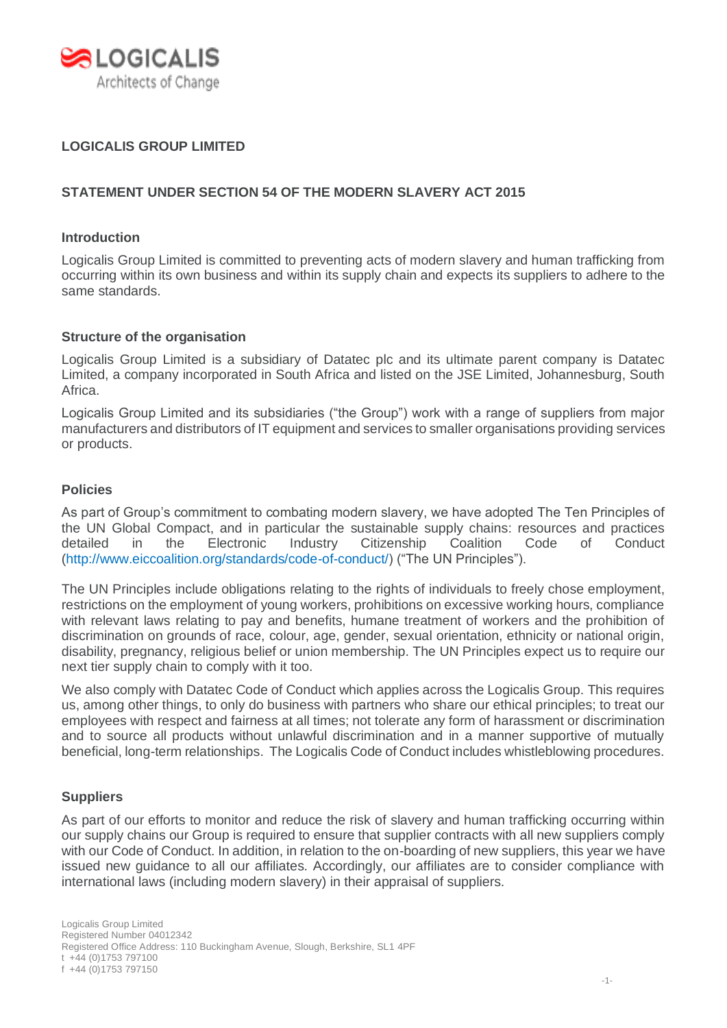# LOGICALIS GROUP LIMITED

## STATEMENT UNDER SECTION 54 OF THE MODERN SLAVERY ACT 2015

### Introduction

Logicalis Group Limited is committed to preventing acts of modern slavery and human trafficking from occurring within its own business and within its supply chain and expects its suppliers to adhere to the same standards.

### Structure of the organisation

Logicalis Group Limited is a subsidiary of Datatec plc and its ultimate parent company is Datatec Limited, a company incorporated in South Africa and listed on the JSE Limited, Johannesburg, South Africa.

Logicalis Group Limited and its subsidiaries ("the Group") work with a range of suppliers from major manufacturers and distributors of IT equipment and services to smaller organisations providing services or products.

### Policies

As part of Group's commitment to combating modern slavery, we have adopted The Ten Principles of the UN Global Compact, and in particular the sustainable supply chains: resources and practices detailed in the Electronic Industry Citizenship Coalition Code of Conduct (http://www.eiccoalition.org/standards/code-of-conduct/) ("The UN Principles").

The UN Principles include obligations relating to the rights of individuals to freely chose employment, restrictions on the employment of young workers, prohibitions on excessive working hours, compliance with relevant laws relating to pay and benefits, humane treatment of workers and the prohibition of discrimination on grounds of race, colour, age, gender, sexual orientation, ethnicity or national origin, disability, pregnancy, religious belief or union membership. The UN Principles expect us to require our next tier supply chain to comply with it too.

We also comply with Datatec Code of Conduct which applies across the Logicalis Group. This requires us, among other things, to only do business with partners who share our ethical principles; to treat our employees with respect and fairness at all times; not tolerate any form of harassment or discrimination and to source all products without unlawful discrimination and in a manner supportive of mutually beneficial, long-term relationships. The Logicalis Code of Conduct includes whistleblowing procedures.

### Suppliers

As part of our efforts to monitor and reduce the risk of slavery and human trafficking occurring within our supply chains our Group is required to ensure that supplier contracts with all new suppliers comply with our Code of Conduct. In addition, in relation to the on-boarding of new suppliers, this year we have issued new guidance to all our affiliates. Accordingly, our affiliates are to consider compliance with international laws (including modern slavery) in their appraisal of suppliers.

Logicalis Group Limited
Registered Number 04012342
Registered Office Address: 110 Buckingham Avenue, Slough, Berkshire, SL1 4PF
t +44 (0)1753 797100
f +44 (0)1753 797150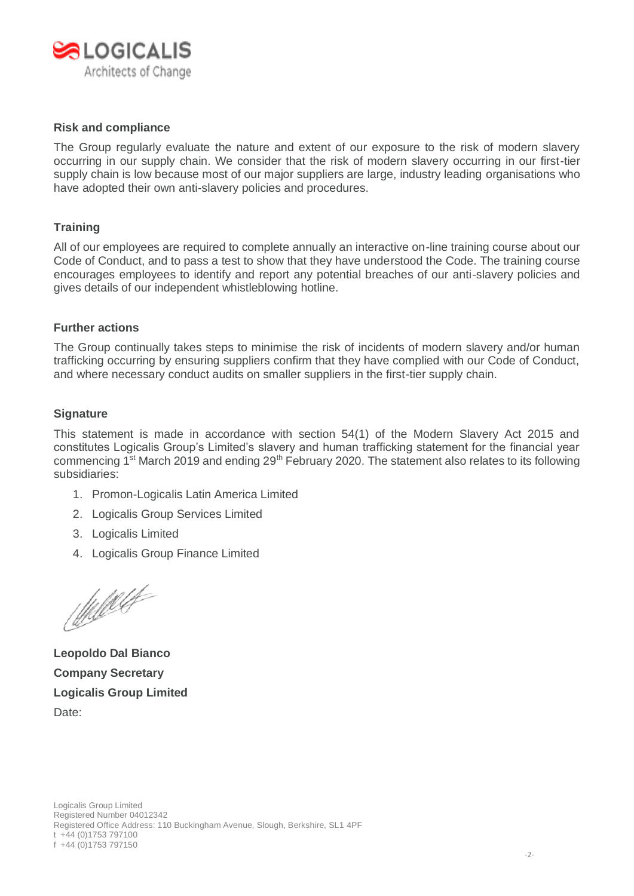## Risk and compliance

The Group regularly evaluate the nature and extent of our exposure to the risk of modern slavery occurring in our supply chain. We consider that the risk of modern slavery occurring in our first-tier supply chain is low because most of our major suppliers are large, industry leading organisations who have adopted their own anti-slavery policies and procedures.

## Training

All of our employees are required to complete annually an interactive on-line training course about our Code of Conduct, and to pass a test to show that they have understood the Code. The training course encourages employees to identify and report any potential breaches of our anti-slavery policies and gives details of our independent whistleblowing hotline.

## Further actions

The Group continually takes steps to minimise the risk of incidents of modern slavery and/or human trafficking occurring by ensuring suppliers confirm that they have complied with our Code of Conduct, and where necessary conduct audits on smaller suppliers in the first-tier supply chain.

## Signature

This statement is made in accordance with section 54(1) of the Modern Slavery Act 2015 and constitutes Logicalis Group's Limited's slavery and human trafficking statement for the financial year commencing 1st March 2019 and ending 29th February 2020. The statement also relates to its following subsidiaries:

1. Promon-Logicalis Latin America Limited
2. Logicalis Group Services Limited
3. Logicalis Limited
4. Logicalis Group Finance Limited

**Leopoldo Dal Bianco**

**Company Secretary**

**Logicalis Group Limited**

Date:

Logicalis Group Limited
Registered Number 04012342
Registered Office Address: 110 Buckingham Avenue, Slough, Berkshire, SL1 4PF
t +44 (0)1753 797100
f +44 (0)1753 797150